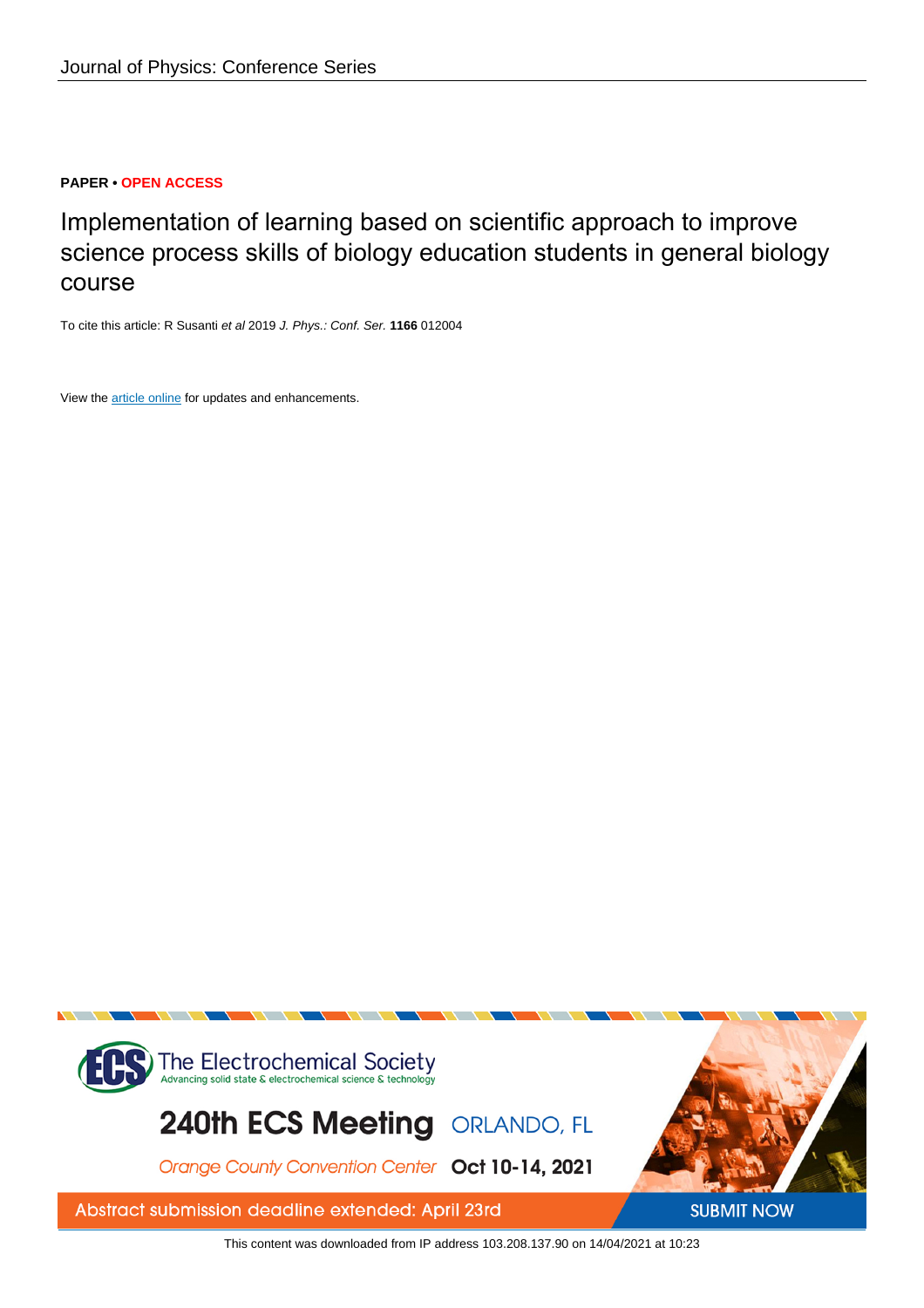**PAPER • OPEN ACCESS**

# Implementation of learning based on scientific approach to improve science process skills of biology education students in general biology course

To cite this article: R Susanti *et al* 2019 *J. Phys.: Conf. Ser.* **1166** 012004

View the article online for updates and enhancements.

The Electrochemical Society
Advancing solid state & electrochemical science & technology

240th ECS Meeting ORLANDO, FL

Orange County Convention Center Oct 10-14, 2021

Abstract submission deadline extended: April 23rd

SUBMIT NOW

This content was downloaded from IP address 103.208.137.90 on 14/04/2021 at 10:23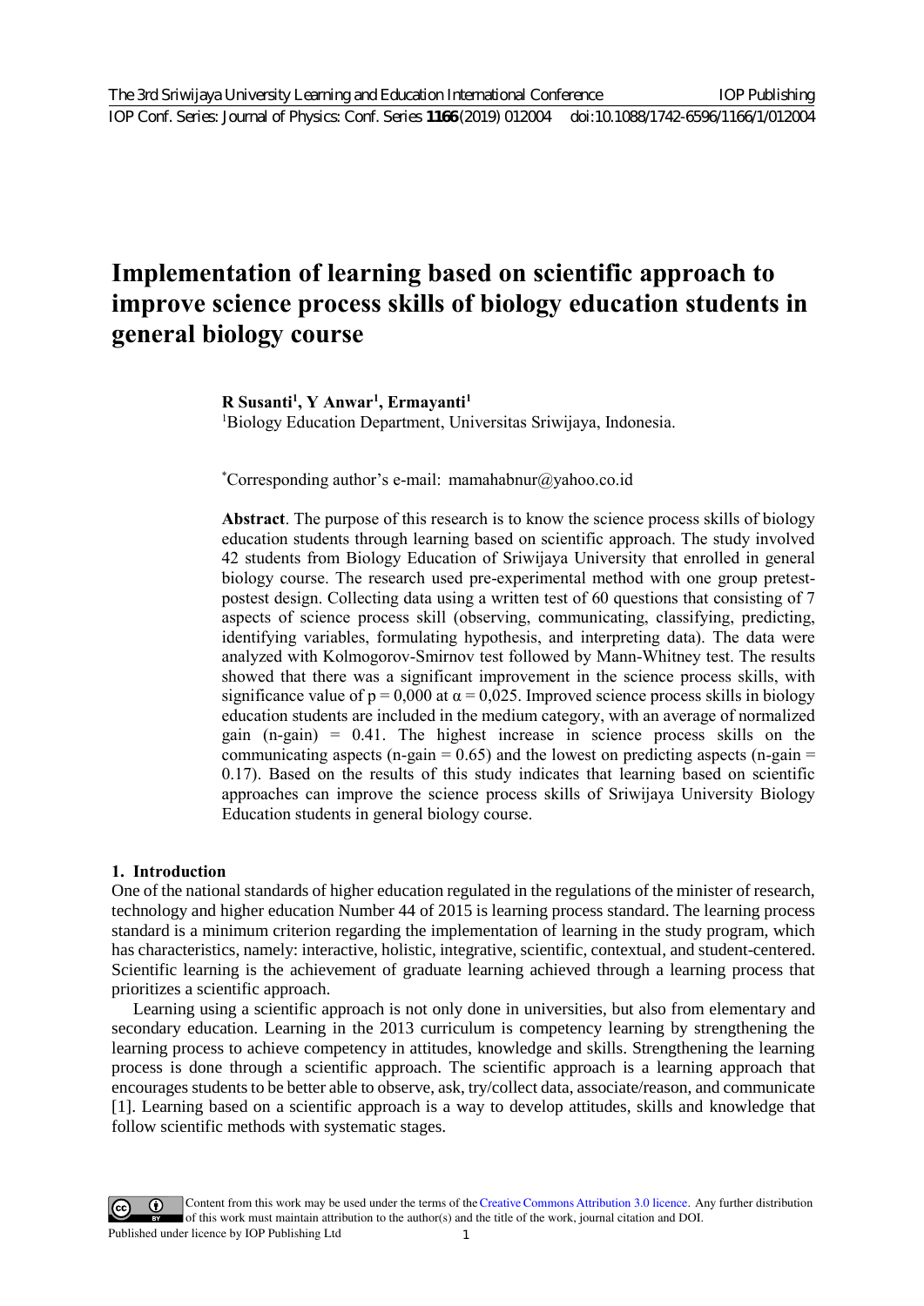# Implementation of learning based on scientific approach to improve science process skills of biology education students in general biology course

**R Susanti[1], Y Anwar[1], Ermayanti[1]**

[1]Biology Education Department, Universitas Sriwijaya, Indonesia.

*Corresponding author's e-mail: mamahabnur@yahoo.co.id

**Abstract**. The purpose of this research is to know the science process skills of biology education students through learning based on scientific approach. The study involved 42 students from Biology Education of Sriwijaya University that enrolled in general biology course. The research used pre-experimental method with one group pretest-postest design. Collecting data using a written test of 60 questions that consisting of 7 aspects of science process skill (observing, communicating, classifying, predicting, identifying variables, formulating hypothesis, and interpreting data). The data were analyzed with Kolmogorov-Smirnov test followed by Mann-Whitney test. The results showed that there was a significant improvement in the science process skills, with significance value of $p = 0,000$ at $\alpha = 0,025$. Improved science process skills in biology education students are included in the medium category, with an average of normalized gain (n-gain) = 0.41. The highest increase in science process skills on the communicating aspects (n-gain = 0.65) and the lowest on predicting aspects (n-gain = 0.17). Based on the results of this study indicates that learning based on scientific approaches can improve the science process skills of Sriwijaya University Biology Education students in general biology course.

## 1. Introduction

One of the national standards of higher education regulated in the regulations of the minister of research, technology and higher education Number 44 of 2015 is learning process standard. The learning process standard is a minimum criterion regarding the implementation of learning in the study program, which has characteristics, namely: interactive, holistic, integrative, scientific, contextual, and student-centered. Scientific learning is the achievement of graduate learning achieved through a learning process that prioritizes a scientific approach.

Learning using a scientific approach is not only done in universities, but also from elementary and secondary education. Learning in the 2013 curriculum is competency learning by strengthening the learning process to achieve competency in attitudes, knowledge and skills. Strengthening the learning process is done through a scientific approach. The scientific approach is a learning approach that encourages students to be better able to observe, ask, try/collect data, associate/reason, and communicate [1]. Learning based on a scientific approach is a way to develop attitudes, skills and knowledge that follow scientific methods with systematic stages.

Content from this work may be used under the terms of the Creative Commons Attribution 3.0 licence. Any further distribution of this work must maintain attribution to the author(s) and the title of the work, journal citation and DOI.
Published under licence by IOP Publishing Ltd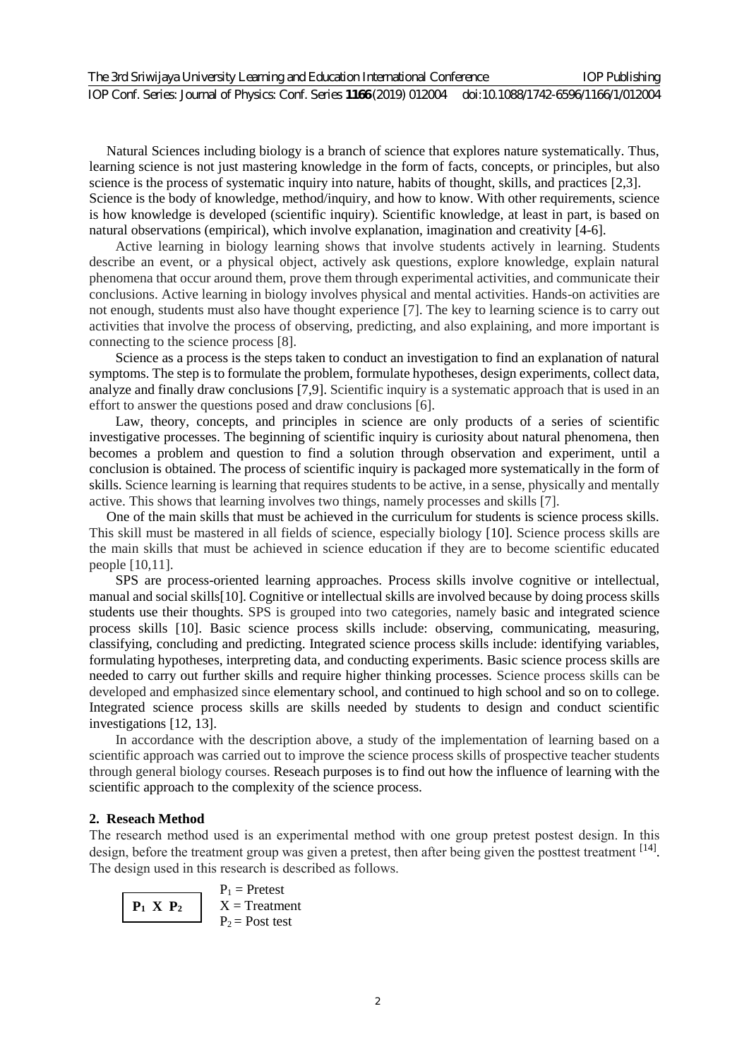Natural Sciences including biology is a branch of science that explores nature systematically. Thus, learning science is not just mastering knowledge in the form of facts, concepts, or principles, but also science is the process of systematic inquiry into nature, habits of thought, skills, and practices [2,3]. Science is the body of knowledge, method/inquiry, and how to know. With other requirements, science is how knowledge is developed (scientific inquiry). Scientific knowledge, at least in part, is based on natural observations (empirical), which involve explanation, imagination and creativity [4-6].

Active learning in biology learning shows that involve students actively in learning. Students describe an event, or a physical object, actively ask questions, explore knowledge, explain natural phenomena that occur around them, prove them through experimental activities, and communicate their conclusions. Active learning in biology involves physical and mental activities. Hands-on activities are not enough, students must also have thought experience [7]. The key to learning science is to carry out activities that involve the process of observing, predicting, and also explaining, and more important is connecting to the science process [8].

Science as a process is the steps taken to conduct an investigation to find an explanation of natural symptoms. The step is to formulate the problem, formulate hypotheses, design experiments, collect data, analyze and finally draw conclusions [7,9]. Scientific inquiry is a systematic approach that is used in an effort to answer the questions posed and draw conclusions [6].

Law, theory, concepts, and principles in science are only products of a series of scientific investigative processes. The beginning of scientific inquiry is curiosity about natural phenomena, then becomes a problem and question to find a solution through observation and experiment, until a conclusion is obtained. The process of scientific inquiry is packaged more systematically in the form of skills. Science learning is learning that requires students to be active, in a sense, physically and mentally active. This shows that learning involves two things, namely processes and skills [7].

One of the main skills that must be achieved in the curriculum for students is science process skills. This skill must be mastered in all fields of science, especially biology [10]. Science process skills are the main skills that must be achieved in science education if they are to become scientific educated people [10,11].

SPS are process-oriented learning approaches. Process skills involve cognitive or intellectual, manual and social skills[10]. Cognitive or intellectual skills are involved because by doing process skills students use their thoughts. SPS is grouped into two categories, namely basic and integrated science process skills [10]. Basic science process skills include: observing, communicating, measuring, classifying, concluding and predicting. Integrated science process skills include: identifying variables, formulating hypotheses, interpreting data, and conducting experiments. Basic science process skills are needed to carry out further skills and require higher thinking processes. Science process skills can be developed and emphasized since elementary school, and continued to high school and so on to college. Integrated science process skills are skills needed by students to design and conduct scientific investigations [12, 13].

In accordance with the description above, a study of the implementation of learning based on a scientific approach was carried out to improve the science process skills of prospective teacher students through general biology courses. Reseach purposes is to find out how the influence of learning with the scientific approach to the complexity of the science process.

## 2. Reseach Method

The research method used is an experimental method with one group pretest postest design. In this design, before the treatment group was given a pretest, then after being given the posttest treatment [14]. The design used in this research is described as follows.

$$P_1 \; X \; P_2$$

$P_1$ = Pretest
$X$ = Treatment
$P_2$ = Post test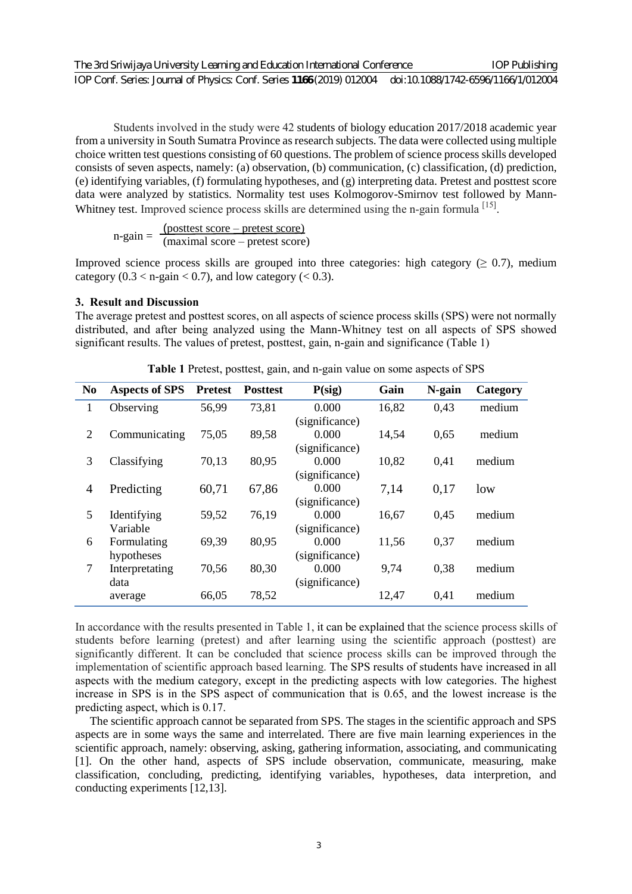Students involved in the study were 42 students of biology education 2017/2018 academic year from a university in South Sumatra Province as research subjects. The data were collected using multiple choice written test questions consisting of 60 questions. The problem of science process skills developed consists of seven aspects, namely: (a) observation, (b) communication, (c) classification, (d) prediction, (e) identifying variables, (f) formulating hypotheses, and (g) interpreting data. Pretest and posttest score data were analyzed by statistics. Normality test uses Kolmogorov-Smirnov test followed by Mann-Whitney test. Improved science process skills are determined using the n-gain formula [15].

$$\text{n-gain} = \frac{(\text{posttest score} - \text{pretest score})}{(\text{maximal score} - \text{pretest score})}$$

Improved science process skills are grouped into three categories: high category ($\geq 0.7$), medium category ($0.3 < \text{n-gain} < 0.7$), and low category ($< 0.3$).

## 3. Result and Discussion

The average pretest and posttest scores, on all aspects of science process skills (SPS) were not normally distributed, and after being analyzed using the Mann-Whitney test on all aspects of SPS showed significant results. The values of pretest, posttest, gain, n-gain and significance (Table 1)

**Table 1** Pretest, posttest, gain, and n-gain value on some aspects of SPS

| No | Aspects of SPS | Pretest | Posttest | P(sig) | Gain | N-gain | Category |
|---|---|---|---|---|---|---|---|
| 1 | Observing | 56,99 | 73,81 | 0.000 (significance) | 16,82 | 0,43 | medium |
| 2 | Communicating | 75,05 | 89,58 | 0.000 (significance) | 14,54 | 0,65 | medium |
| 3 | Classifying | 70,13 | 80,95 | 0.000 (significance) | 10,82 | 0,41 | medium |
| 4 | Predicting | 60,71 | 67,86 | 0.000 (significance) | 7,14 | 0,17 | low |
| 5 | Identifying Variable | 59,52 | 76,19 | 0.000 (significance) | 16,67 | 0,45 | medium |
| 6 | Formulating hypotheses | 69,39 | 80,95 | 0.000 (significance) | 11,56 | 0,37 | medium |
| 7 | Interpretating data | 70,56 | 80,30 | 0.000 (significance) | 9,74 | 0,38 | medium |
| | average | 66,05 | 78,52 | | 12,47 | 0,41 | medium |

In accordance with the results presented in Table 1, it can be explained that the science process skills of students before learning (pretest) and after learning using the scientific approach (posttest) are significantly different. It can be concluded that science process skills can be improved through the implementation of scientific approach based learning. The SPS results of students have increased in all aspects with the medium category, except in the predicting aspects with low categories. The highest increase in SPS is in the SPS aspect of communication that is 0.65, and the lowest increase is the predicting aspect, which is 0.17.

The scientific approach cannot be separated from SPS. The stages in the scientific approach and SPS aspects are in some ways the same and interrelated. There are five main learning experiences in the scientific approach, namely: observing, asking, gathering information, associating, and communicating [1]. On the other hand, aspects of SPS include observation, communicate, measuring, make classification, concluding, predicting, identifying variables, hypotheses, data interpretion, and conducting experiments [12,13].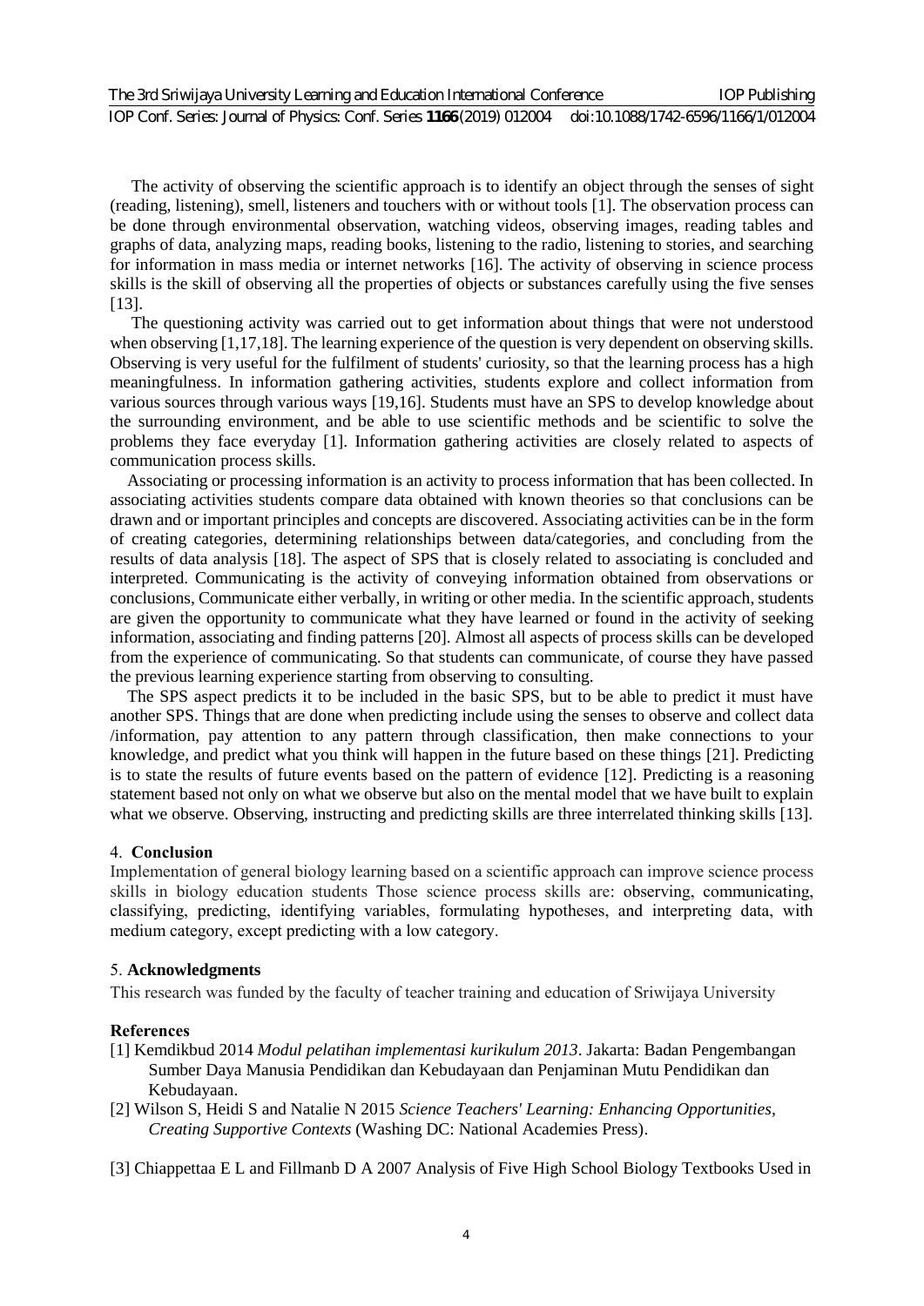The activity of observing the scientific approach is to identify an object through the senses of sight (reading, listening), smell, listeners and touchers with or without tools [1]. The observation process can be done through environmental observation, watching videos, observing images, reading tables and graphs of data, analyzing maps, reading books, listening to the radio, listening to stories, and searching for information in mass media or internet networks [16]. The activity of observing in science process skills is the skill of observing all the properties of objects or substances carefully using the five senses [13].

The questioning activity was carried out to get information about things that were not understood when observing [1,17,18]. The learning experience of the question is very dependent on observing skills. Observing is very useful for the fulfilment of students' curiosity, so that the learning process has a high meaningfulness. In information gathering activities, students explore and collect information from various sources through various ways [19,16]. Students must have an SPS to develop knowledge about the surrounding environment, and be able to use scientific methods and be scientific to solve the problems they face everyday [1]. Information gathering activities are closely related to aspects of communication process skills.

Associating or processing information is an activity to process information that has been collected. In associating activities students compare data obtained with known theories so that conclusions can be drawn and or important principles and concepts are discovered. Associating activities can be in the form of creating categories, determining relationships between data/categories, and concluding from the results of data analysis [18]. The aspect of SPS that is closely related to associating is concluded and interpreted. Communicating is the activity of conveying information obtained from observations or conclusions, Communicate either verbally, in writing or other media. In the scientific approach, students are given the opportunity to communicate what they have learned or found in the activity of seeking information, associating and finding patterns [20]. Almost all aspects of process skills can be developed from the experience of communicating. So that students can communicate, of course they have passed the previous learning experience starting from observing to consulting.

The SPS aspect predicts it to be included in the basic SPS, but to be able to predict it must have another SPS. Things that are done when predicting include using the senses to observe and collect data /information, pay attention to any pattern through classification, then make connections to your knowledge, and predict what you think will happen in the future based on these things [21]. Predicting is to state the results of future events based on the pattern of evidence [12]. Predicting is a reasoning statement based not only on what we observe but also on the mental model that we have built to explain what we observe. Observing, instructing and predicting skills are three interrelated thinking skills [13].

## 4. Conclusion

Implementation of general biology learning based on a scientific approach can improve science process skills in biology education students Those science process skills are: observing, communicating, classifying, predicting, identifying variables, formulating hypotheses, and interpreting data, with medium category, except predicting with a low category.

## 5. Acknowledgments

This research was funded by the faculty of teacher training and education of Sriwijaya University

## References

[1] Kemdikbud 2014 *Modul pelatihan implementasi kurikulum 2013*. Jakarta: Badan Pengembangan Sumber Daya Manusia Pendidikan dan Kebudayaan dan Penjaminan Mutu Pendidikan dan Kebudayaan.

[2] Wilson S, Heidi S and Natalie N 2015 *Science Teachers' Learning: Enhancing Opportunities, Creating Supportive Contexts* (Washing DC: National Academies Press).

[3] Chiappettaa E L and Fillmanb D A 2007 Analysis of Five High School Biology Textbooks Used in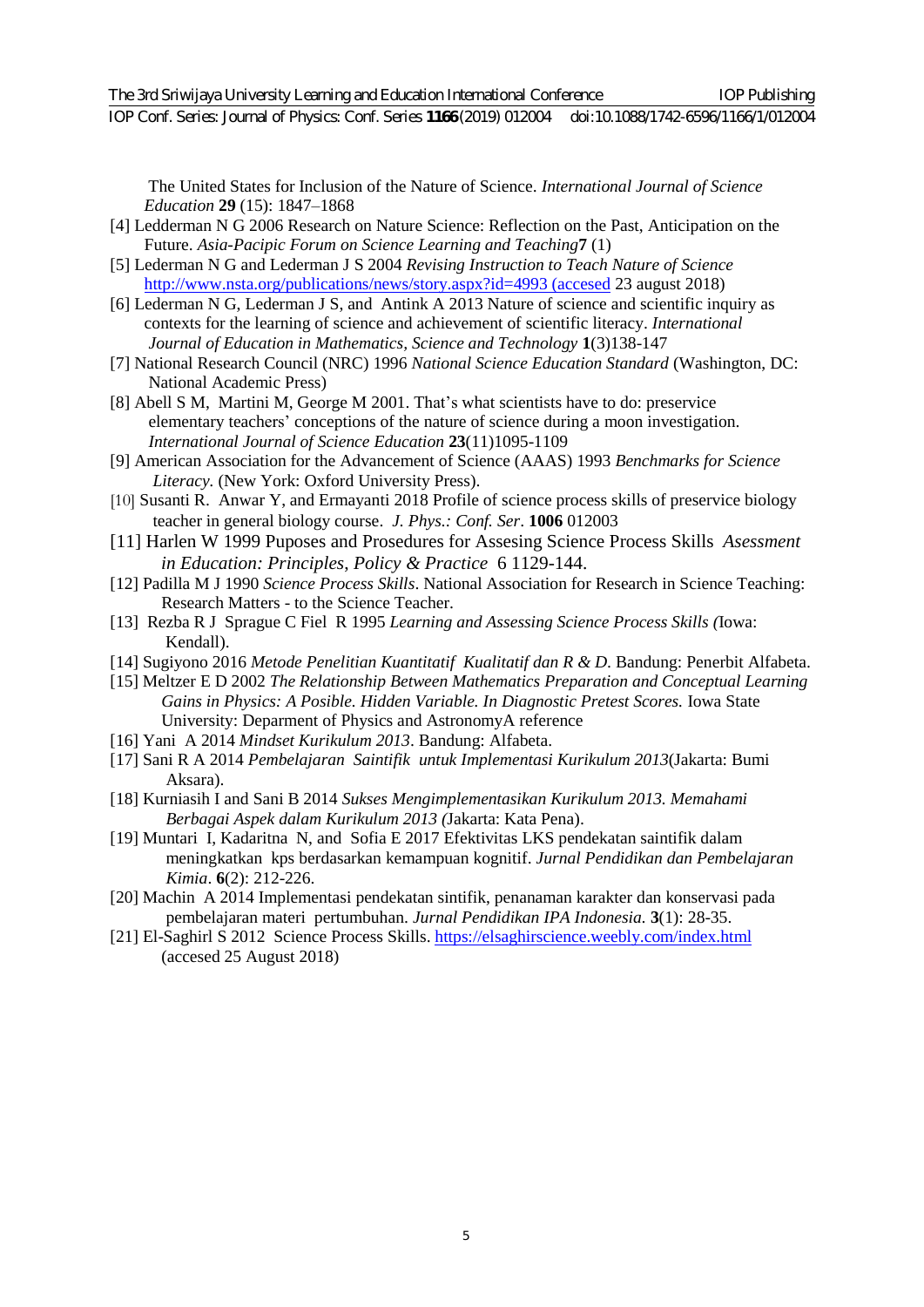The United States for Inclusion of the Nature of Science. *International Journal of Science Education* **29** (15): 1847–1868

[4] Ledderman N G 2006 Research on Nature Science: Reflection on the Past, Anticipation on the Future. *Asia-Pacipic Forum on Science Learning and Teaching***7** (1)

[5] Lederman N G and Lederman J S 2004 *Revising Instruction to Teach Nature of Science* http://www.nsta.org/publications/news/story.aspx?id=4993 (accesed 23 august 2018)

[6] Lederman N G, Lederman J S, and Antink A 2013 Nature of science and scientific inquiry as contexts for the learning of science and achievement of scientific literacy. *International Journal of Education in Mathematics, Science and Technology* **1**(3)138-147

[7] National Research Council (NRC) 1996 *National Science Education Standard* (Washington, DC: National Academic Press)

[8] Abell S M, Martini M, George M 2001. That's what scientists have to do: preservice elementary teachers' conceptions of the nature of science during a moon investigation. *International Journal of Science Education* **23**(11)1095-1109

[9] American Association for the Advancement of Science (AAAS) 1993 *Benchmarks for Science Literacy.* (New York: Oxford University Press).

[10] Susanti R. Anwar Y, and Ermayanti 2018 Profile of science process skills of preservice biology teacher in general biology course. *J. Phys.: Conf. Ser*. **1006** 012003

[11] Harlen W 1999 Puposes and Prosedures for Assesing Science Process Skills *Asessment in Education: Principles, Policy & Practice* 6 1129-144.

[12] Padilla M J 1990 *Science Process Skills*. National Association for Research in Science Teaching: Research Matters - to the Science Teacher.

[13] Rezba R J Sprague C Fiel R 1995 *Learning and Assessing Science Process Skills (*Iowa: Kendall).

[14] Sugiyono 2016 *Metode Penelitian Kuantitatif Kualitatif dan R & D.* Bandung: Penerbit Alfabeta.

[15] Meltzer E D 2002 *The Relationship Between Mathematics Preparation and Conceptual Learning Gains in Physics: A Posible. Hidden Variable. In Diagnostic Pretest Scores.* Iowa State University: Deparment of Physics and AstronomyA reference

[16] Yani A 2014 *Mindset Kurikulum 2013*. Bandung: Alfabeta.

[17] Sani R A 2014 *Pembelajaran Saintifik untuk Implementasi Kurikulum 2013*(Jakarta: Bumi Aksara).

[18] Kurniasih I and Sani B 2014 *Sukses Mengimplementasikan Kurikulum 2013. Memahami Berbagai Aspek dalam Kurikulum 2013 (*Jakarta: Kata Pena).

[19] Muntari I, Kadaritna N, and Sofia E 2017 Efektivitas LKS pendekatan saintifik dalam meningkatkan kps berdasarkan kemampuan kognitif. *Jurnal Pendidikan dan Pembelajaran Kimia*. **6**(2): 212-226.

[20] Machin A 2014 Implementasi pendekatan sintifik, penanaman karakter dan konservasi pada pembelajaran materi pertumbuhan. *Jurnal Pendidikan IPA Indonesia.* **3**(1): 28-35.

[21] El-Saghirl S 2012 Science Process Skills. https://elsaghirscience.weebly.com/index.html (accesed 25 August 2018)